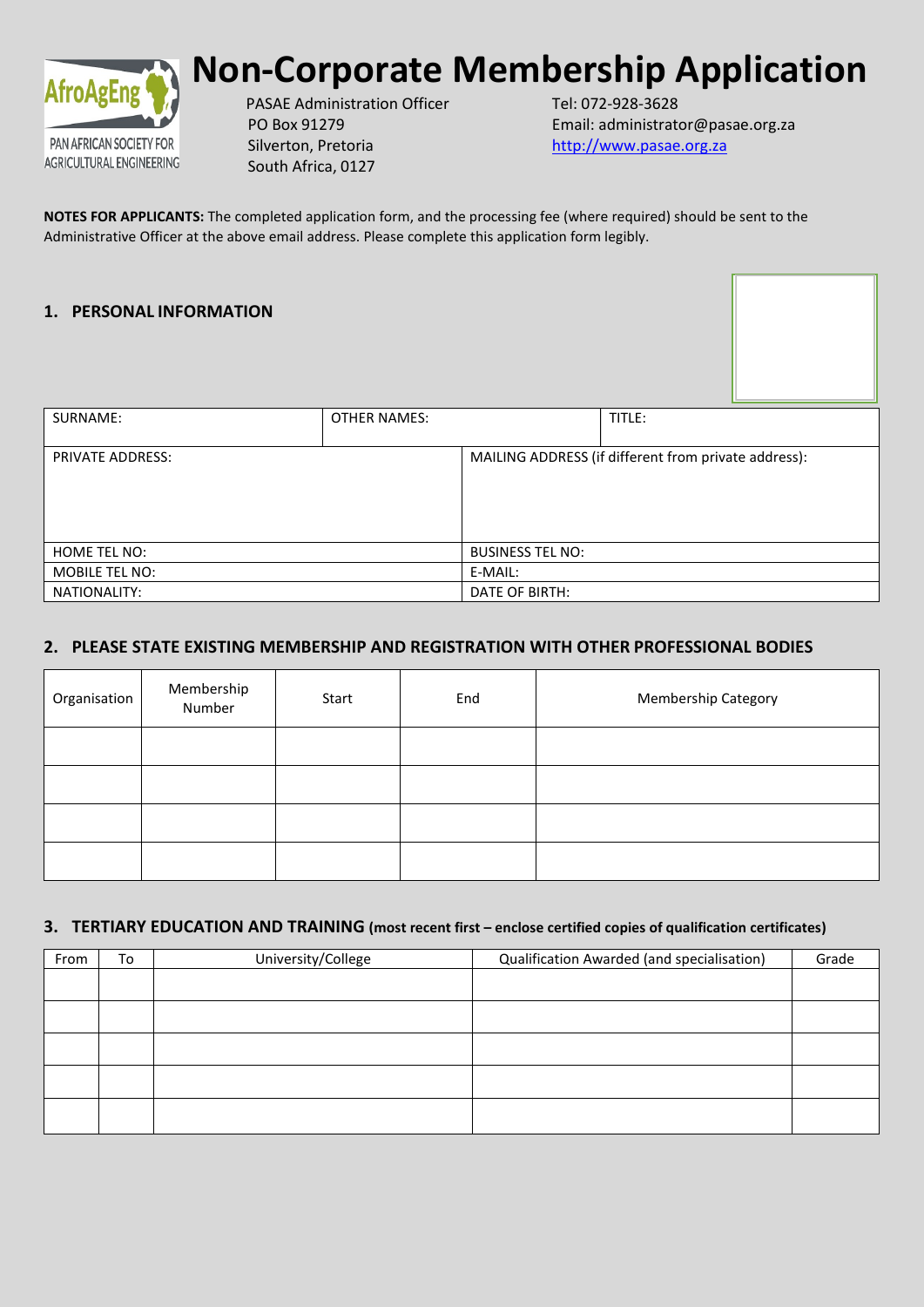# Non-Corporate Membership Application

AfroAgEng
PAN AFRICAN SOCIETY FOR AGRICULTURAL ENGINEERING

PASAE Administration Officer
PO Box 91279
Silverton, Pretoria
South Africa, 0127

Tel: 072-928-3628
Email: administrator@pasae.org.za
http://www.pasae.org.za

**NOTES FOR APPLICANTS:** The completed application form, and the processing fee (where required) should be sent to the Administrative Officer at the above email address. Please complete this application form legibly.

## 1. PERSONAL INFORMATION

| SURNAME: | OTHER NAMES: | TITLE: |
|---|---|---|
| PRIVATE ADDRESS: | MAILING ADDRESS (if different from private address): | |
| HOME TEL NO: | BUSINESS TEL NO: | |
| MOBILE TEL NO: | E-MAIL: | |
| NATIONALITY: | DATE OF BIRTH: | |

## 2. PLEASE STATE EXISTING MEMBERSHIP AND REGISTRATION WITH OTHER PROFESSIONAL BODIES

| Organisation | Membership Number | Start | End | Membership Category |
|---|---|---|---|---|
| | | | | |
| | | | | |
| | | | | |
| | | | | |

## 3. TERTIARY EDUCATION AND TRAINING (most recent first – enclose certified copies of qualification certificates)

| From | To | University/College | Qualification Awarded (and specialisation) | Grade |
|---|---|---|---|---|
| | | | | |
| | | | | |
| | | | | |
| | | | | |
| | | | | |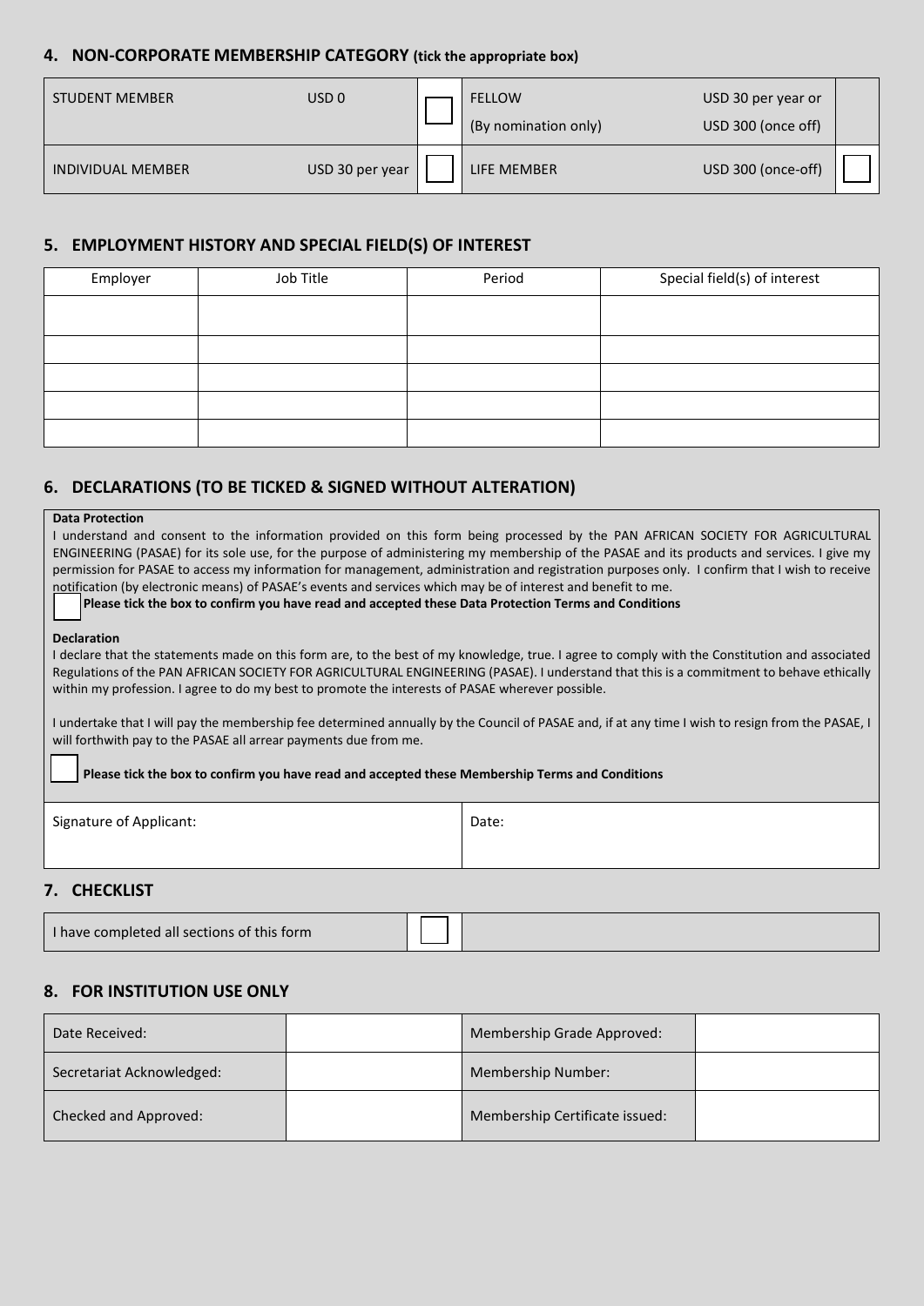## 4. NON-CORPORATE MEMBERSHIP CATEGORY (tick the appropriate box)

| | | | | | |
|---|---|---|---|---|---|
| STUDENT MEMBER | USD 0 | ☐ | FELLOW (By nomination only) | USD 30 per year or USD 300 (once off) | |
| INDIVIDUAL MEMBER | USD 30 per year | ☐ | LIFE MEMBER | USD 300 (once-off) | ☐ |

## 5. EMPLOYMENT HISTORY AND SPECIAL FIELD(S) OF INTEREST

| Employer | Job Title | Period | Special field(s) of interest |
|---|---|---|---|
| | | | |
| | | | |
| | | | |
| | | | |
| | | | |

## 6. DECLARATIONS (TO BE TICKED & SIGNED WITHOUT ALTERATION)

**Data Protection**

I understand and consent to the information provided on this form being processed by the PAN AFRICAN SOCIETY FOR AGRICULTURAL ENGINEERING (PASAE) for its sole use, for the purpose of administering my membership of the PASAE and its products and services. I give my permission for PASAE to access my information for management, administration and registration purposes only. I confirm that I wish to receive notification (by electronic means) of PASAE's events and services which may be of interest and benefit to me.

☐ **Please tick the box to confirm you have read and accepted these Data Protection Terms and Conditions**

**Declaration**

I declare that the statements made on this form are, to the best of my knowledge, true. I agree to comply with the Constitution and associated Regulations of the PAN AFRICAN SOCIETY FOR AGRICULTURAL ENGINEERING (PASAE). I understand that this is a commitment to behave ethically within my profession. I agree to do my best to promote the interests of PASAE wherever possible.

I undertake that I will pay the membership fee determined annually by the Council of PASAE and, if at any time I wish to resign from the PASAE, I will forthwith pay to the PASAE all arrear payments due from me.

☐ **Please tick the box to confirm you have read and accepted these Membership Terms and Conditions**

| | |
|---|---|
| Signature of Applicant: | Date: |

## 7. CHECKLIST

| | | |
|---|---|---|
| I have completed all sections of this form | ☐ | |

## 8. FOR INSTITUTION USE ONLY

| | | | |
|---|---|---|---|
| Date Received: | | Membership Grade Approved: | |
| Secretariat Acknowledged: | | Membership Number: | |
| Checked and Approved: | | Membership Certificate issued: | |